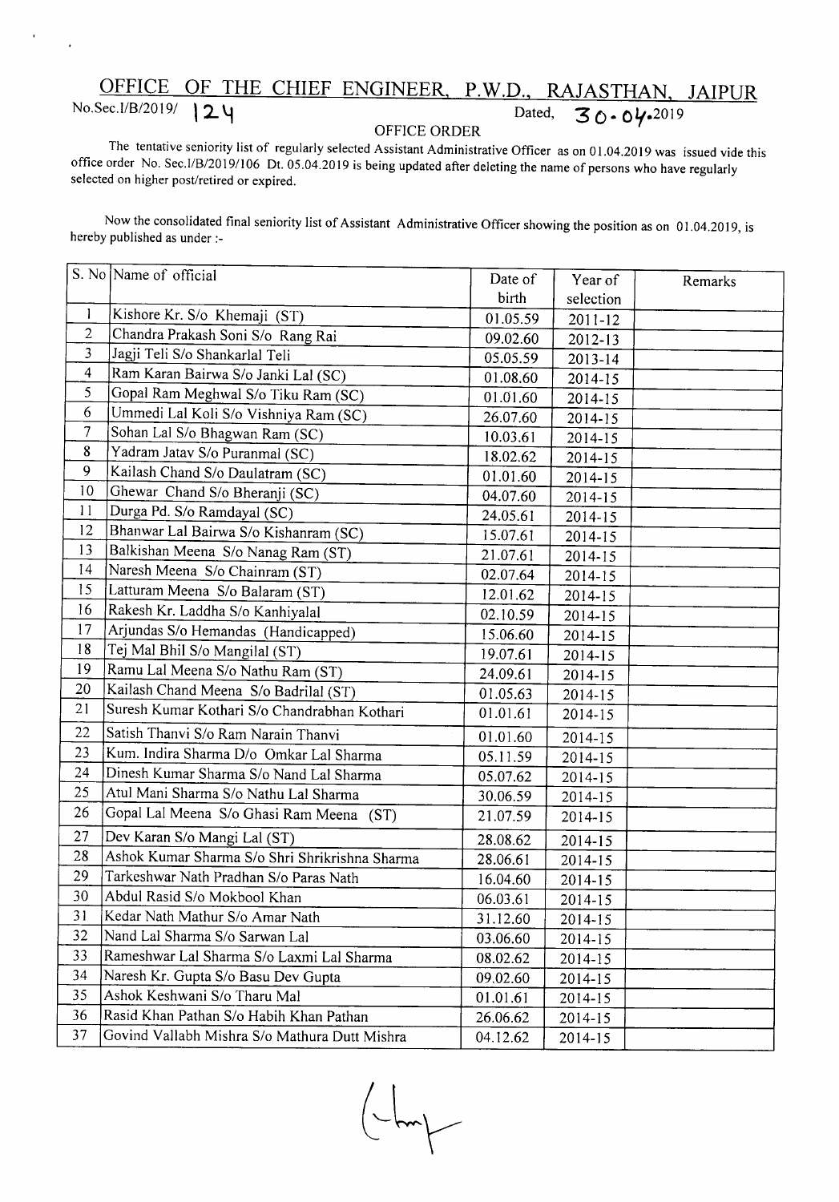# OFFICE OF THE CHIEF ENGINEER, P.W.D., RAJASTHAN, JAIPUR

No.Sec.I/B/2019/ 124 Dated, 30.04.2019

## OFFICE ORDER

The tentative seniority list of regularly selected Assistant Administrative Officer as on 01.04.2019 was issued vide this office order No. Sec.I/B/2019/106 Dt. 05.04.2019 is being updated after deleting the name of persons who have regularly selected on higher post/retired or expired.

Now the consolidated final seniority list of Assistant Administrative Officer showing the position as on 01.04.2019, is hereby published as under :-

| S. No | Name of official | Date of birth | Year of selection | Remarks |
|---|---|---|---|---|
| 1 | Kishore Kr. S/o Khemaji (ST) | 01.05.59 | 2011-12 | |
| 2 | Chandra Prakash Soni S/o Rang Rai | 09.02.60 | 2012-13 | |
| 3 | Jagji Teli S/o Shankarlal Teli | 05.05.59 | 2013-14 | |
| 4 | Ram Karan Bairwa S/o Janki Lal (SC) | 01.08.60 | 2014-15 | |
| 5 | Gopal Ram Meghwal S/o Tiku Ram (SC) | 01.01.60 | 2014-15 | |
| 6 | Ummedi Lal Koli S/o Vishniya Ram (SC) | 26.07.60 | 2014-15 | |
| 7 | Sohan Lal S/o Bhagwan Ram (SC) | 10.03.61 | 2014-15 | |
| 8 | Yadram Jatav S/o Puranmal (SC) | 18.02.62 | 2014-15 | |
| 9 | Kailash Chand S/o Daulatram (SC) | 01.01.60 | 2014-15 | |
| 10 | Ghewar Chand S/o Bheranji (SC) | 04.07.60 | 2014-15 | |
| 11 | Durga Pd. S/o Ramdayal (SC) | 24.05.61 | 2014-15 | |
| 12 | Bhanwar Lal Bairwa S/o Kishanram (SC) | 15.07.61 | 2014-15 | |
| 13 | Balkishan Meena S/o Nanag Ram (ST) | 21.07.61 | 2014-15 | |
| 14 | Naresh Meena S/o Chainram (ST) | 02.07.64 | 2014-15 | |
| 15 | Latturam Meena S/o Balaram (ST) | 12.01.62 | 2014-15 | |
| 16 | Rakesh Kr. Laddha S/o Kanhiyalal | 02.10.59 | 2014-15 | |
| 17 | Arjundas S/o Hemandas (Handicapped) | 15.06.60 | 2014-15 | |
| 18 | Tej Mal Bhil S/o Mangilal (ST) | 19.07.61 | 2014-15 | |
| 19 | Ramu Lal Meena S/o Nathu Ram (ST) | 24.09.61 | 2014-15 | |
| 20 | Kailash Chand Meena S/o Badrilal (ST) | 01.05.63 | 2014-15 | |
| 21 | Suresh Kumar Kothari S/o Chandrabhan Kothari | 01.01.61 | 2014-15 | |
| 22 | Satish Thanvi S/o Ram Narain Thanvi | 01.01.60 | 2014-15 | |
| 23 | Kum. Indira Sharma D/o Omkar Lal Sharma | 05.11.59 | 2014-15 | |
| 24 | Dinesh Kumar Sharma S/o Nand Lal Sharma | 05.07.62 | 2014-15 | |
| 25 | Atul Mani Sharma S/o Nathu Lal Sharma | 30.06.59 | 2014-15 | |
| 26 | Gopal Lal Meena S/o Ghasi Ram Meena (ST) | 21.07.59 | 2014-15 | |
| 27 | Dev Karan S/o Mangi Lal (ST) | 28.08.62 | 2014-15 | |
| 28 | Ashok Kumar Sharma S/o Shri Shrikrishna Sharma | 28.06.61 | 2014-15 | |
| 29 | Tarkeshwar Nath Pradhan S/o Paras Nath | 16.04.60 | 2014-15 | |
| 30 | Abdul Rasid S/o Mokbool Khan | 06.03.61 | 2014-15 | |
| 31 | Kedar Nath Mathur S/o Amar Nath | 31.12.60 | 2014-15 | |
| 32 | Nand Lal Sharma S/o Sarwan Lal | 03.06.60 | 2014-15 | |
| 33 | Rameshwar Lal Sharma S/o Laxmi Lal Sharma | 08.02.62 | 2014-15 | |
| 34 | Naresh Kr. Gupta S/o Basu Dev Gupta | 09.02.60 | 2014-15 | |
| 35 | Ashok Keshwani S/o Tharu Mal | 01.01.61 | 2014-15 | |
| 36 | Rasid Khan Pathan S/o Habih Khan Pathan | 26.06.62 | 2014-15 | |
| 37 | Govind Vallabh Mishra S/o Mathura Dutt Mishra | 04.12.62 | 2014-15 | |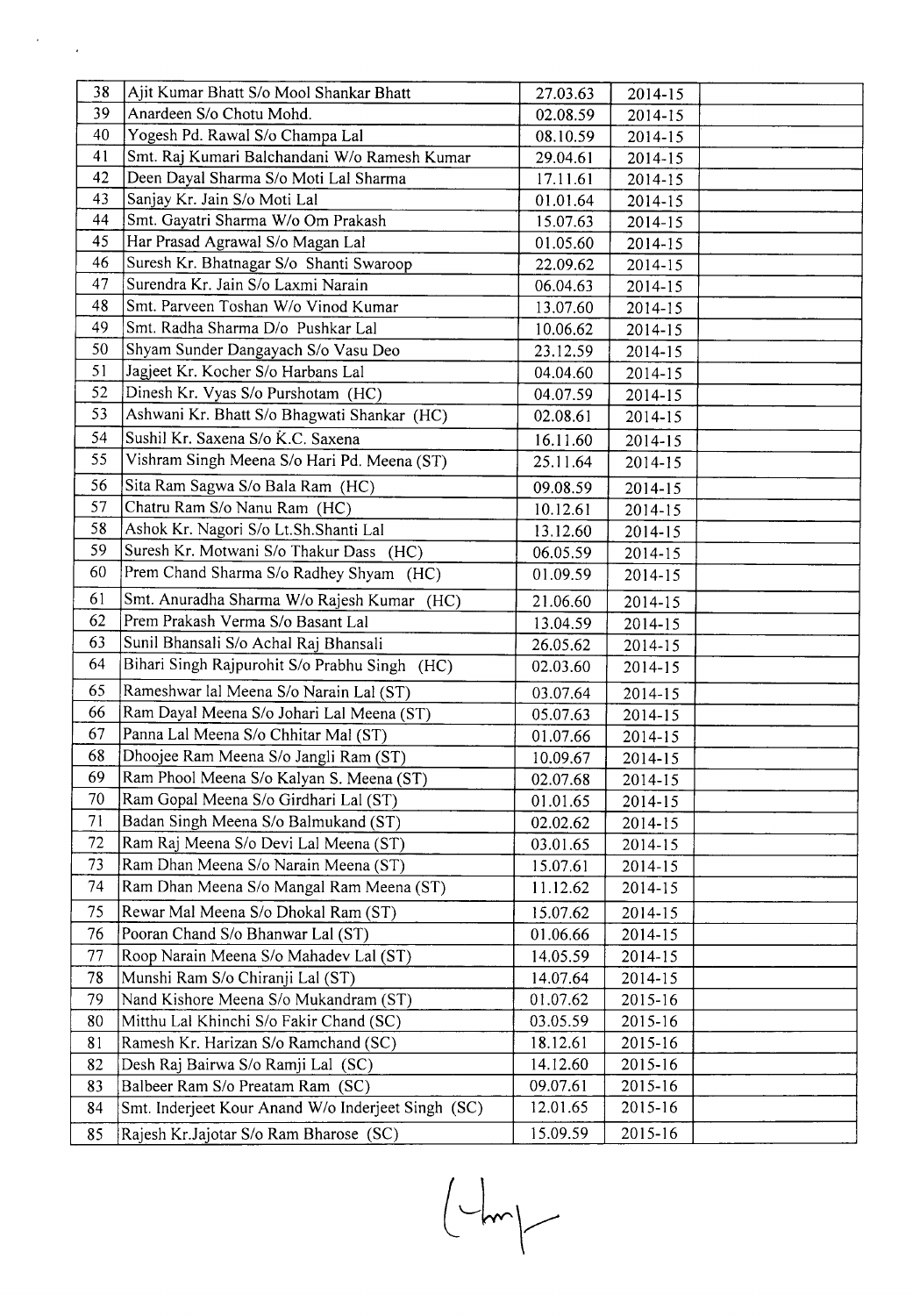| 38 | Ajit Kumar Bhatt S/o Mool Shankar Bhatt | 27.03.63 | 2014-15 | |
|---|---|---|---|---|
| 39 | Anardeen S/o Chotu Mohd. | 02.08.59 | 2014-15 | |
| 40 | Yogesh Pd. Rawal S/o Champa Lal | 08.10.59 | 2014-15 | |
| 41 | Smt. Raj Kumari Balchandani W/o Ramesh Kumar | 29.04.61 | 2014-15 | |
| 42 | Deen Dayal Sharma S/o Moti Lal Sharma | 17.11.61 | 2014-15 | |
| 43 | Sanjay Kr. Jain S/o Moti Lal | 01.01.64 | 2014-15 | |
| 44 | Smt. Gayatri Sharma W/o Om Prakash | 15.07.63 | 2014-15 | |
| 45 | Har Prasad Agrawal S/o Magan Lal | 01.05.60 | 2014-15 | |
| 46 | Suresh Kr. Bhatnagar S/o Shanti Swaroop | 22.09.62 | 2014-15 | |
| 47 | Surendra Kr. Jain S/o Laxmi Narain | 06.04.63 | 2014-15 | |
| 48 | Smt. Parveen Toshan W/o Vinod Kumar | 13.07.60 | 2014-15 | |
| 49 | Smt. Radha Sharma D/o Pushkar Lal | 10.06.62 | 2014-15 | |
| 50 | Shyam Sunder Dangayach S/o Vasu Deo | 23.12.59 | 2014-15 | |
| 51 | Jagjeet Kr. Kocher S/o Harbans Lal | 04.04.60 | 2014-15 | |
| 52 | Dinesh Kr. Vyas S/o Purshotam (HC) | 04.07.59 | 2014-15 | |
| 53 | Ashwani Kr. Bhatt S/o Bhagwati Shankar (HC) | 02.08.61 | 2014-15 | |
| 54 | Sushil Kr. Saxena S/o K.C. Saxena | 16.11.60 | 2014-15 | |
| 55 | Vishram Singh Meena S/o Hari Pd. Meena (ST) | 25.11.64 | 2014-15 | |
| 56 | Sita Ram Sagwa S/o Bala Ram (HC) | 09.08.59 | 2014-15 | |
| 57 | Chatru Ram S/o Nanu Ram (HC) | 10.12.61 | 2014-15 | |
| 58 | Ashok Kr. Nagori S/o Lt.Sh.Shanti Lal | 13.12.60 | 2014-15 | |
| 59 | Suresh Kr. Motwani S/o Thakur Dass (HC) | 06.05.59 | 2014-15 | |
| 60 | Prem Chand Sharma S/o Radhey Shyam (HC) | 01.09.59 | 2014-15 | |
| 61 | Smt. Anuradha Sharma W/o Rajesh Kumar (HC) | 21.06.60 | 2014-15 | |
| 62 | Prem Prakash Verma S/o Basant Lal | 13.04.59 | 2014-15 | |
| 63 | Sunil Bhansali S/o Achal Raj Bhansali | 26.05.62 | 2014-15 | |
| 64 | Bihari Singh Rajpurohit S/o Prabhu Singh (HC) | 02.03.60 | 2014-15 | |
| 65 | Rameshwar lal Meena S/o Narain Lal (ST) | 03.07.64 | 2014-15 | |
| 66 | Ram Dayal Meena S/o Johari Lal Meena (ST) | 05.07.63 | 2014-15 | |
| 67 | Panna Lal Meena S/o Chhitar Mal (ST) | 01.07.66 | 2014-15 | |
| 68 | Dhoojee Ram Meena S/o Jangli Ram (ST) | 10.09.67 | 2014-15 | |
| 69 | Ram Phool Meena S/o Kalyan S. Meena (ST) | 02.07.68 | 2014-15 | |
| 70 | Ram Gopal Meena S/o Girdhari Lal (ST) | 01.01.65 | 2014-15 | |
| 71 | Badan Singh Meena S/o Balmukand (ST) | 02.02.62 | 2014-15 | |
| 72 | Ram Raj Meena S/o Devi Lal Meena (ST) | 03.01.65 | 2014-15 | |
| 73 | Ram Dhan Meena S/o Narain Meena (ST) | 15.07.61 | 2014-15 | |
| 74 | Ram Dhan Meena S/o Mangal Ram Meena (ST) | 11.12.62 | 2014-15 | |
| 75 | Rewar Mal Meena S/o Dhokal Ram (ST) | 15.07.62 | 2014-15 | |
| 76 | Pooran Chand S/o Bhanwar Lal (ST) | 01.06.66 | 2014-15 | |
| 77 | Roop Narain Meena S/o Mahadev Lal (ST) | 14.05.59 | 2014-15 | |
| 78 | Munshi Ram S/o Chiranji Lal (ST) | 14.07.64 | 2014-15 | |
| 79 | Nand Kishore Meena S/o Mukandram (ST) | 01.07.62 | 2015-16 | |
| 80 | Mitthu Lal Khinchi S/o Fakir Chand (SC) | 03.05.59 | 2015-16 | |
| 81 | Ramesh Kr. Harizan S/o Ramchand (SC) | 18.12.61 | 2015-16 | |
| 82 | Desh Raj Bairwa S/o Ramji Lal (SC) | 14.12.60 | 2015-16 | |
| 83 | Balbeer Ram S/o Preatam Ram (SC) | 09.07.61 | 2015-16 | |
| 84 | Smt. Inderjeet Kour Anand W/o Inderjeet Singh (SC) | 12.01.65 | 2015-16 | |
| 85 | Rajesh Kr.Jajotar S/o Ram Bharose (SC) | 15.09.59 | 2015-16 | |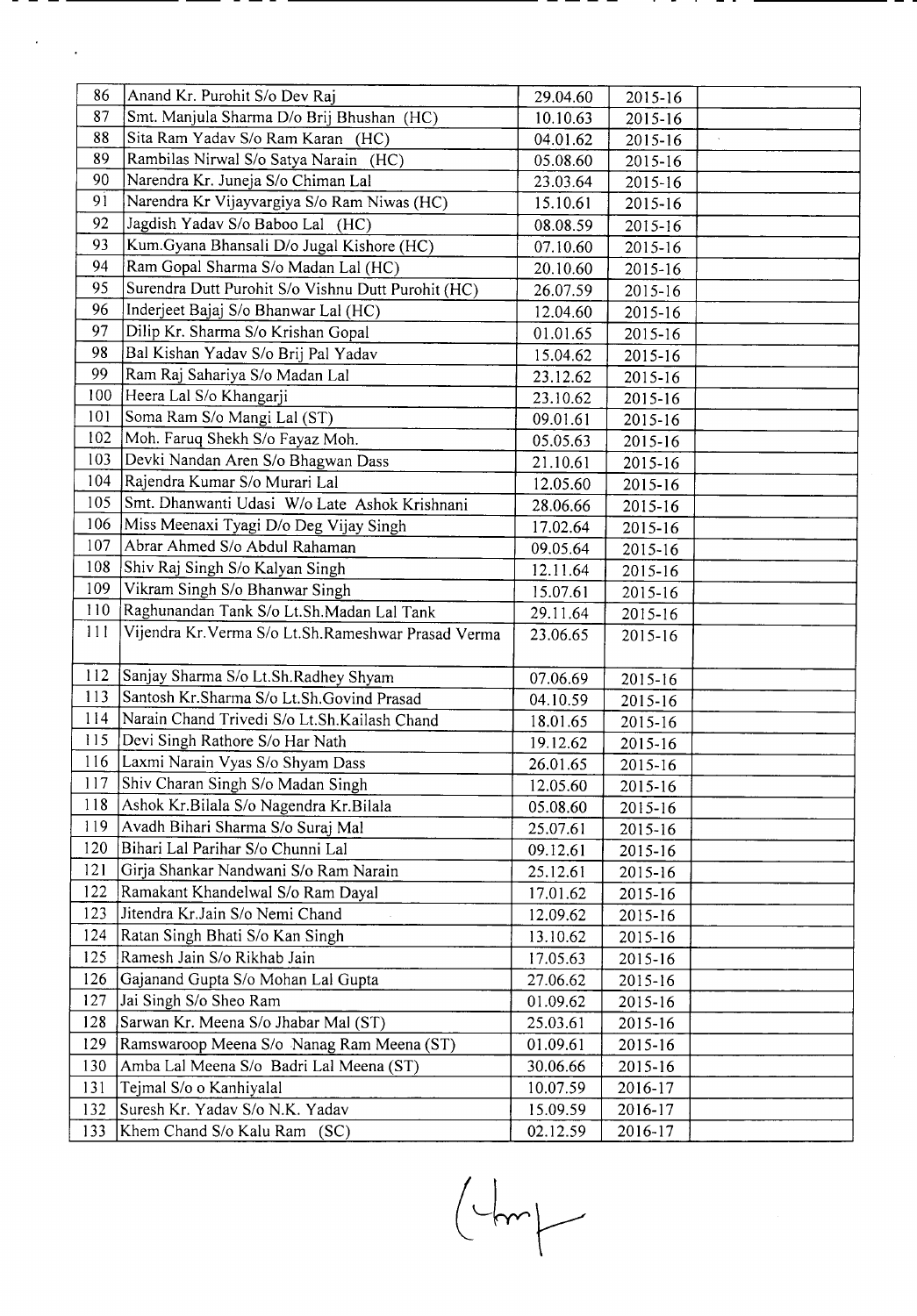| 86 | Anand Kr. Purohit S/o Dev Raj | 29.04.60 | 2015-16 | |
|---|---|---|---|---|
| 87 | Smt. Manjula Sharma D/o Brij Bhushan (HC) | 10.10.63 | 2015-16 | |
| 88 | Sita Ram Yadav S/o Ram Karan (HC) | 04.01.62 | 2015-16 | |
| 89 | Rambilas Nirwal S/o Satya Narain (HC) | 05.08.60 | 2015-16 | |
| 90 | Narendra Kr. Juneja S/o Chiman Lal | 23.03.64 | 2015-16 | |
| 91 | Narendra Kr Vijayvargiya S/o Ram Niwas (HC) | 15.10.61 | 2015-16 | |
| 92 | Jagdish Yadav S/o Baboo Lal (HC) | 08.08.59 | 2015-16 | |
| 93 | Kum.Gyana Bhansali D/o Jugal Kishore (HC) | 07.10.60 | 2015-16 | |
| 94 | Ram Gopal Sharma S/o Madan Lal (HC) | 20.10.60 | 2015-16 | |
| 95 | Surendra Dutt Purohit S/o Vishnu Dutt Purohit (HC) | 26.07.59 | 2015-16 | |
| 96 | Inderjeet Bajaj S/o Bhanwar Lal (HC) | 12.04.60 | 2015-16 | |
| 97 | Dilip Kr. Sharma S/o Krishan Gopal | 01.01.65 | 2015-16 | |
| 98 | Bal Kishan Yadav S/o Brij Pal Yadav | 15.04.62 | 2015-16 | |
| 99 | Ram Raj Sahariya S/o Madan Lal | 23.12.62 | 2015-16 | |
| 100 | Heera Lal S/o Khangarji | 23.10.62 | 2015-16 | |
| 101 | Soma Ram S/o Mangi Lal (ST) | 09.01.61 | 2015-16 | |
| 102 | Moh. Faruq Shekh S/o Fayaz Moh. | 05.05.63 | 2015-16 | |
| 103 | Devki Nandan Aren S/o Bhagwan Dass | 21.10.61 | 2015-16 | |
| 104 | Rajendra Kumar S/o Murari Lal | 12.05.60 | 2015-16 | |
| 105 | Smt. Dhanwanti Udasi W/o Late Ashok Krishnani | 28.06.66 | 2015-16 | |
| 106 | Miss Meenaxi Tyagi D/o Deg Vijay Singh | 17.02.64 | 2015-16 | |
| 107 | Abrar Ahmed S/o Abdul Rahaman | 09.05.64 | 2015-16 | |
| 108 | Shiv Raj Singh S/o Kalyan Singh | 12.11.64 | 2015-16 | |
| 109 | Vikram Singh S/o Bhanwar Singh | 15.07.61 | 2015-16 | |
| 110 | Raghunandan Tank S/o Lt.Sh.Madan Lal Tank | 29.11.64 | 2015-16 | |
| 111 | Vijendra Kr.Verma S/o Lt.Sh.Rameshwar Prasad Verma | 23.06.65 | 2015-16 | |
| 112 | Sanjay Sharma S/o Lt.Sh.Radhey Shyam | 07.06.69 | 2015-16 | |
| 113 | Santosh Kr.Sharma S/o Lt.Sh.Govind Prasad | 04.10.59 | 2015-16 | |
| 114 | Narain Chand Trivedi S/o Lt.Sh.Kailash Chand | 18.01.65 | 2015-16 | |
| 115 | Devi Singh Rathore S/o Har Nath | 19.12.62 | 2015-16 | |
| 116 | Laxmi Narain Vyas S/o Shyam Dass | 26.01.65 | 2015-16 | |
| 117 | Shiv Charan Singh S/o Madan Singh | 12.05.60 | 2015-16 | |
| 118 | Ashok Kr.Bilala S/o Nagendra Kr.Bilala | 05.08.60 | 2015-16 | |
| 119 | Avadh Bihari Sharma S/o Suraj Mal | 25.07.61 | 2015-16 | |
| 120 | Bihari Lal Parihar S/o Chunni Lal | 09.12.61 | 2015-16 | |
| 121 | Girja Shankar Nandwani S/o Ram Narain | 25.12.61 | 2015-16 | |
| 122 | Ramakant Khandelwal S/o Ram Dayal | 17.01.62 | 2015-16 | |
| 123 | Jitendra Kr.Jain S/o Nemi Chand | 12.09.62 | 2015-16 | |
| 124 | Ratan Singh Bhati S/o Kan Singh | 13.10.62 | 2015-16 | |
| 125 | Ramesh Jain S/o Rikhab Jain | 17.05.63 | 2015-16 | |
| 126 | Gajanand Gupta S/o Mohan Lal Gupta | 27.06.62 | 2015-16 | |
| 127 | Jai Singh S/o Sheo Ram | 01.09.62 | 2015-16 | |
| 128 | Sarwan Kr. Meena S/o Jhabar Mal (ST) | 25.03.61 | 2015-16 | |
| 129 | Ramswaroop Meena S/o Nanag Ram Meena (ST) | 01.09.61 | 2015-16 | |
| 130 | Amba Lal Meena S/o Badri Lal Meena (ST) | 30.06.66 | 2015-16 | |
| 131 | Tejmal S/o o Kanhiyalal | 10.07.59 | 2016-17 | |
| 132 | Suresh Kr. Yadav S/o N.K. Yadav | 15.09.59 | 2016-17 | |
| 133 | Khem Chand S/o Kalu Ram (SC) | 02.12.59 | 2016-17 | |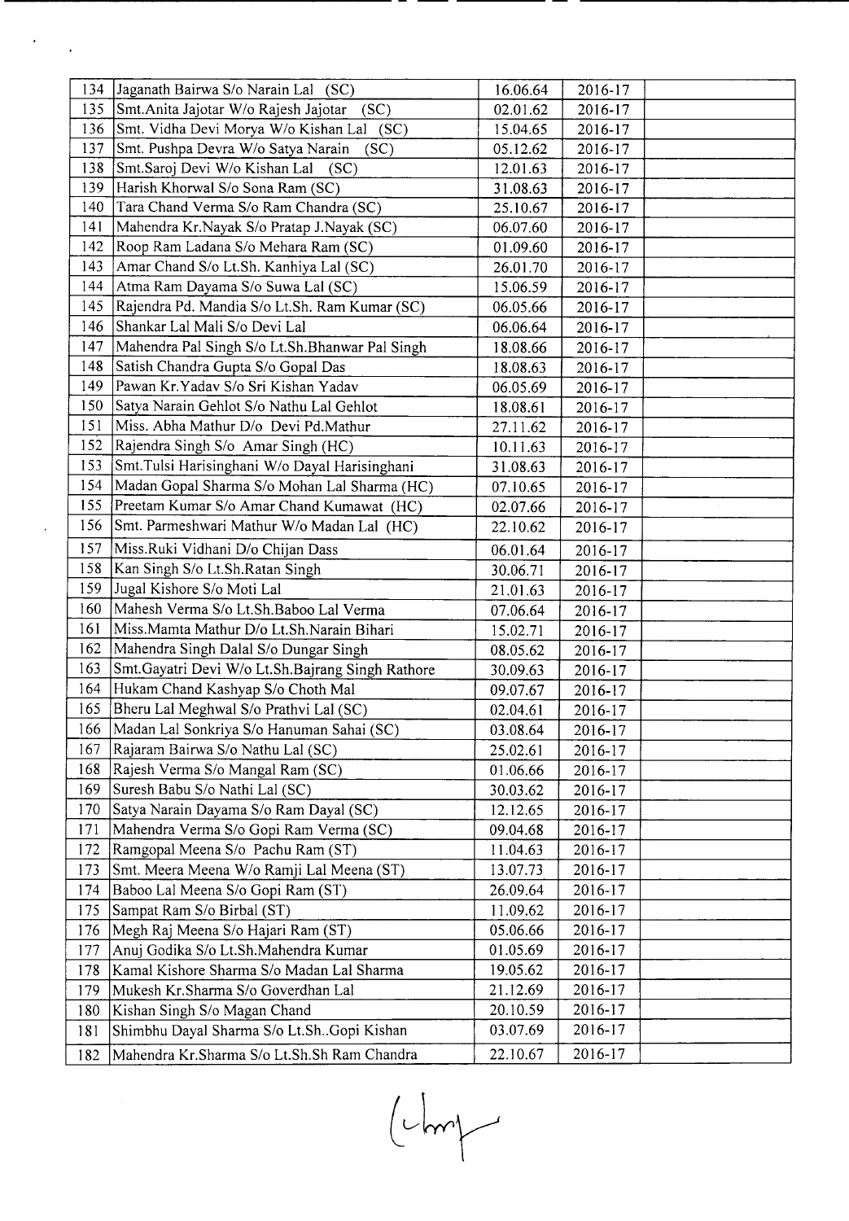| | | | | |
|---|---|---|---|---|
| 134 | Jaganath Bairwa S/o Narain Lal (SC) | 16.06.64 | 2016-17 | |
| 135 | Smt.Anita Jajotar W/o Rajesh Jajotar (SC) | 02.01.62 | 2016-17 | |
| 136 | Smt. Vidha Devi Morya W/o Kishan Lal (SC) | 15.04.65 | 2016-17 | |
| 137 | Smt. Pushpa Devra W/o Satya Narain (SC) | 05.12.62 | 2016-17 | |
| 138 | Smt.Saroj Devi W/o Kishan Lal (SC) | 12.01.63 | 2016-17 | |
| 139 | Harish Khorwal S/o Sona Ram (SC) | 31.08.63 | 2016-17 | |
| 140 | Tara Chand Verma S/o Ram Chandra (SC) | 25.10.67 | 2016-17 | |
| 141 | Mahendra Kr.Nayak S/o Pratap J.Nayak (SC) | 06.07.60 | 2016-17 | |
| 142 | Roop Ram Ladana S/o Mehara Ram (SC) | 01.09.60 | 2016-17 | |
| 143 | Amar Chand S/o Lt.Sh. Kanhiya Lal (SC) | 26.01.70 | 2016-17 | |
| 144 | Atma Ram Dayama S/o Suwa Lal (SC) | 15.06.59 | 2016-17 | |
| 145 | Rajendra Pd. Mandia S/o Lt.Sh. Ram Kumar (SC) | 06.05.66 | 2016-17 | |
| 146 | Shankar Lal Mali S/o Devi Lal | 06.06.64 | 2016-17 | |
| 147 | Mahendra Pal Singh S/o Lt.Sh.Bhanwar Pal Singh | 18.08.66 | 2016-17 | |
| 148 | Satish Chandra Gupta S/o Gopal Das | 18.08.63 | 2016-17 | |
| 149 | Pawan Kr.Yadav S/o Sri Kishan Yadav | 06.05.69 | 2016-17 | |
| 150 | Satya Narain Gehlot S/o Nathu Lal Gehlot | 18.08.61 | 2016-17 | |
| 151 | Miss. Abha Mathur D/o Devi Pd.Mathur | 27.11.62 | 2016-17 | |
| 152 | Rajendra Singh S/o Amar Singh (HC) | 10.11.63 | 2016-17 | |
| 153 | Smt.Tulsi Harisinghani W/o Dayal Harisinghani | 31.08.63 | 2016-17 | |
| 154 | Madan Gopal Sharma S/o Mohan Lal Sharma (HC) | 07.10.65 | 2016-17 | |
| 155 | Preetam Kumar S/o Amar Chand Kumawat (HC) | 02.07.66 | 2016-17 | |
| 156 | Smt. Parmeshwari Mathur W/o Madan Lal (HC) | 22.10.62 | 2016-17 | |
| 157 | Miss.Ruki Vidhani D/o Chijan Dass | 06.01.64 | 2016-17 | |
| 158 | Kan Singh S/o Lt.Sh.Ratan Singh | 30.06.71 | 2016-17 | |
| 159 | Jugal Kishore S/o Moti Lal | 21.01.63 | 2016-17 | |
| 160 | Mahesh Verma S/o Lt.Sh.Baboo Lal Verma | 07.06.64 | 2016-17 | |
| 161 | Miss.Mamta Mathur D/o Lt.Sh.Narain Bihari | 15.02.71 | 2016-17 | |
| 162 | Mahendra Singh Dalal S/o Dungar Singh | 08.05.62 | 2016-17 | |
| 163 | Smt.Gayatri Devi W/o Lt.Sh.Bajrang Singh Rathore | 30.09.63 | 2016-17 | |
| 164 | Hukam Chand Kashyap S/o Choth Mal | 09.07.67 | 2016-17 | |
| 165 | Bheru Lal Meghwal S/o Prathvi Lal (SC) | 02.04.61 | 2016-17 | |
| 166 | Madan Lal Sonkriya S/o Hanuman Sahai (SC) | 03.08.64 | 2016-17 | |
| 167 | Rajaram Bairwa S/o Nathu Lal (SC) | 25.02.61 | 2016-17 | |
| 168 | Rajesh Verma S/o Mangal Ram (SC) | 01.06.66 | 2016-17 | |
| 169 | Suresh Babu S/o Nathi Lal (SC) | 30.03.62 | 2016-17 | |
| 170 | Satya Narain Dayama S/o Ram Dayal (SC) | 12.12.65 | 2016-17 | |
| 171 | Mahendra Verma S/o Gopi Ram Verma (SC) | 09.04.68 | 2016-17 | |
| 172 | Ramgopal Meena S/o Pachu Ram (ST) | 11.04.63 | 2016-17 | |
| 173 | Smt. Meera Meena W/o Ramji Lal Meena (ST) | 13.07.73 | 2016-17 | |
| 174 | Baboo Lal Meena S/o Gopi Ram (ST) | 26.09.64 | 2016-17 | |
| 175 | Sampat Ram S/o Birbal (ST) | 11.09.62 | 2016-17 | |
| 176 | Megh Raj Meena S/o Hajari Ram (ST) | 05.06.66 | 2016-17 | |
| 177 | Anuj Godika S/o Lt.Sh.Mahendra Kumar | 01.05.69 | 2016-17 | |
| 178 | Kamal Kishore Sharma S/o Madan Lal Sharma | 19.05.62 | 2016-17 | |
| 179 | Mukesh Kr.Sharma S/o Goverdhan Lal | 21.12.69 | 2016-17 | |
| 180 | Kishan Singh S/o Magan Chand | 20.10.59 | 2016-17 | |
| 181 | Shimbhu Dayal Sharma S/o Lt.Sh..Gopi Kishan | 03.07.69 | 2016-17 | |
| 182 | Mahendra Kr.Sharma S/o Lt.Sh.Sh Ram Chandra | 22.10.67 | 2016-17 | |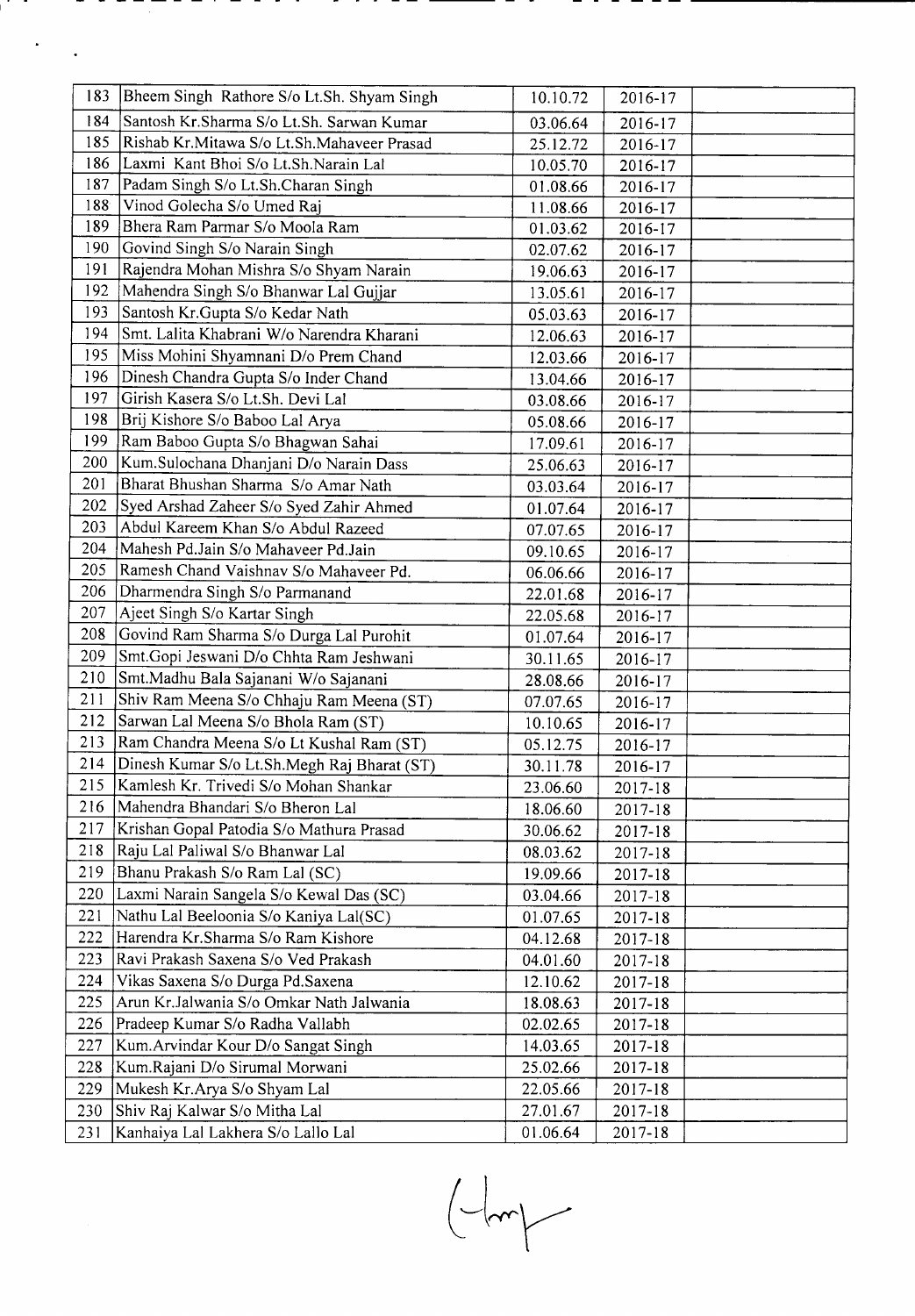| 183 | Bheem Singh Rathore S/o Lt.Sh. Shyam Singh | 10.10.72 | 2016-17 | |
|---|---|---|---|---|
| 184 | Santosh Kr.Sharma S/o Lt.Sh. Sarwan Kumar | 03.06.64 | 2016-17 | |
| 185 | Rishab Kr.Mitawa S/o Lt.Sh.Mahaveer Prasad | 25.12.72 | 2016-17 | |
| 186 | Laxmi Kant Bhoi S/o Lt.Sh.Narain Lal | 10.05.70 | 2016-17 | |
| 187 | Padam Singh S/o Lt.Sh.Charan Singh | 01.08.66 | 2016-17 | |
| 188 | Vinod Golecha S/o Umed Raj | 11.08.66 | 2016-17 | |
| 189 | Bhera Ram Parmar S/o Moola Ram | 01.03.62 | 2016-17 | |
| 190 | Govind Singh S/o Narain Singh | 02.07.62 | 2016-17 | |
| 191 | Rajendra Mohan Mishra S/o Shyam Narain | 19.06.63 | 2016-17 | |
| 192 | Mahendra Singh S/o Bhanwar Lal Gujjar | 13.05.61 | 2016-17 | |
| 193 | Santosh Kr.Gupta S/o Kedar Nath | 05.03.63 | 2016-17 | |
| 194 | Smt. Lalita Khabrani W/o Narendra Kharani | 12.06.63 | 2016-17 | |
| 195 | Miss Mohini Shyamnani D/o Prem Chand | 12.03.66 | 2016-17 | |
| 196 | Dinesh Chandra Gupta S/o Inder Chand | 13.04.66 | 2016-17 | |
| 197 | Girish Kasera S/o Lt.Sh. Devi Lal | 03.08.66 | 2016-17 | |
| 198 | Brij Kishore S/o Baboo Lal Arya | 05.08.66 | 2016-17 | |
| 199 | Ram Baboo Gupta S/o Bhagwan Sahai | 17.09.61 | 2016-17 | |
| 200 | Kum.Sulochana Dhanjani D/o Narain Dass | 25.06.63 | 2016-17 | |
| 201 | Bharat Bhushan Sharma S/o Amar Nath | 03.03.64 | 2016-17 | |
| 202 | Syed Arshad Zaheer S/o Syed Zahir Ahmed | 01.07.64 | 2016-17 | |
| 203 | Abdul Kareem Khan S/o Abdul Razeed | 07.07.65 | 2016-17 | |
| 204 | Mahesh Pd.Jain S/o Mahaveer Pd.Jain | 09.10.65 | 2016-17 | |
| 205 | Ramesh Chand Vaishnav S/o Mahaveer Pd. | 06.06.66 | 2016-17 | |
| 206 | Dharmendra Singh S/o Parmanand | 22.01.68 | 2016-17 | |
| 207 | Ajeet Singh S/o Kartar Singh | 22.05.68 | 2016-17 | |
| 208 | Govind Ram Sharma S/o Durga Lal Purohit | 01.07.64 | 2016-17 | |
| 209 | Smt.Gopi Jeswani D/o Chhta Ram Jeshwani | 30.11.65 | 2016-17 | |
| 210 | Smt.Madhu Bala Sajanani W/o Sajanani | 28.08.66 | 2016-17 | |
| 211 | Shiv Ram Meena S/o Chhaju Ram Meena (ST) | 07.07.65 | 2016-17 | |
| 212 | Sarwan Lal Meena S/o Bhola Ram (ST) | 10.10.65 | 2016-17 | |
| 213 | Ram Chandra Meena S/o Lt Kushal Ram (ST) | 05.12.75 | 2016-17 | |
| 214 | Dinesh Kumar S/o Lt.Sh.Megh Raj Bharat (ST) | 30.11.78 | 2016-17 | |
| 215 | Kamlesh Kr. Trivedi S/o Mohan Shankar | 23.06.60 | 2017-18 | |
| 216 | Mahendra Bhandari S/o Bheron Lal | 18.06.60 | 2017-18 | |
| 217 | Krishan Gopal Patodia S/o Mathura Prasad | 30.06.62 | 2017-18 | |
| 218 | Raju Lal Paliwal S/o Bhanwar Lal | 08.03.62 | 2017-18 | |
| 219 | Bhanu Prakash S/o Ram Lal (SC) | 19.09.66 | 2017-18 | |
| 220 | Laxmi Narain Sangela S/o Kewal Das (SC) | 03.04.66 | 2017-18 | |
| 221 | Nathu Lal Beeloonia S/o Kaniya Lal(SC) | 01.07.65 | 2017-18 | |
| 222 | Harendra Kr.Sharma S/o Ram Kishore | 04.12.68 | 2017-18 | |
| 223 | Ravi Prakash Saxena S/o Ved Prakash | 04.01.60 | 2017-18 | |
| 224 | Vikas Saxena S/o Durga Pd.Saxena | 12.10.62 | 2017-18 | |
| 225 | Arun Kr.Jalwania S/o Omkar Nath Jalwania | 18.08.63 | 2017-18 | |
| 226 | Pradeep Kumar S/o Radha Vallabh | 02.02.65 | 2017-18 | |
| 227 | Kum.Arvindar Kour D/o Sangat Singh | 14.03.65 | 2017-18 | |
| 228 | Kum.Rajani D/o Sirumal Morwani | 25.02.66 | 2017-18 | |
| 229 | Mukesh Kr.Arya S/o Shyam Lal | 22.05.66 | 2017-18 | |
| 230 | Shiv Raj Kalwar S/o Mitha Lal | 27.01.67 | 2017-18 | |
| 231 | Kanhaiya Lal Lakhera S/o Lallo Lal | 01.06.64 | 2017-18 | |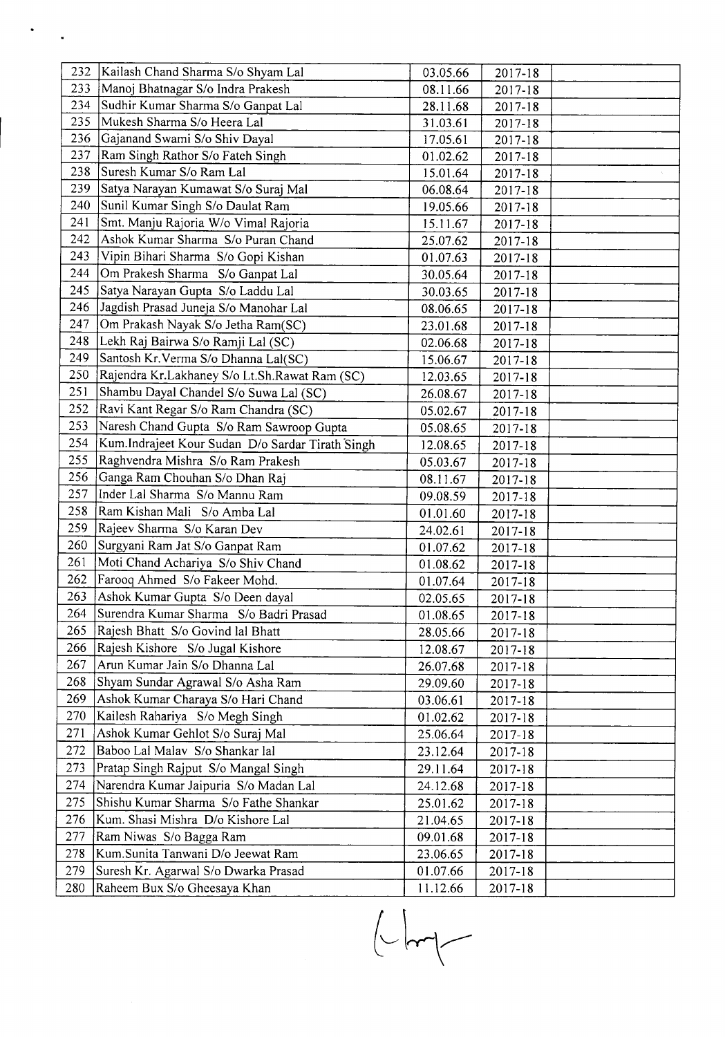| | | | | |
|---|---|---|---|---|
| 232 | Kailash Chand Sharma S/o Shyam Lal | 03.05.66 | 2017-18 | |
| 233 | Manoj Bhatnagar S/o Indra Prakesh | 08.11.66 | 2017-18 | |
| 234 | Sudhir Kumar Sharma S/o Ganpat Lal | 28.11.68 | 2017-18 | |
| 235 | Mukesh Sharma S/o Heera Lal | 31.03.61 | 2017-18 | |
| 236 | Gajanand Swami S/o Shiv Dayal | 17.05.61 | 2017-18 | |
| 237 | Ram Singh Rathor S/o Fateh Singh | 01.02.62 | 2017-18 | |
| 238 | Suresh Kumar S/o Ram Lal | 15.01.64 | 2017-18 | |
| 239 | Satya Narayan Kumawat S/o Suraj Mal | 06.08.64 | 2017-18 | |
| 240 | Sunil Kumar Singh S/o Daulat Ram | 19.05.66 | 2017-18 | |
| 241 | Smt. Manju Rajoria W/o Vimal Rajoria | 15.11.67 | 2017-18 | |
| 242 | Ashok Kumar Sharma S/o Puran Chand | 25.07.62 | 2017-18 | |
| 243 | Vipin Bihari Sharma S/o Gopi Kishan | 01.07.63 | 2017-18 | |
| 244 | Om Prakesh Sharma S/o Ganpat Lal | 30.05.64 | 2017-18 | |
| 245 | Satya Narayan Gupta S/o Laddu Lal | 30.03.65 | 2017-18 | |
| 246 | Jagdish Prasad Juneja S/o Manohar Lal | 08.06.65 | 2017-18 | |
| 247 | Om Prakash Nayak S/o Jetha Ram(SC) | 23.01.68 | 2017-18 | |
| 248 | Lekh Raj Bairwa S/o Ramji Lal (SC) | 02.06.68 | 2017-18 | |
| 249 | Santosh Kr.Verma S/o Dhanna Lal(SC) | 15.06.67 | 2017-18 | |
| 250 | Rajendra Kr.Lakhaney S/o Lt.Sh.Rawat Ram (SC) | 12.03.65 | 2017-18 | |
| 251 | Shambu Dayal Chandel S/o Suwa Lal (SC) | 26.08.67 | 2017-18 | |
| 252 | Ravi Kant Regar S/o Ram Chandra (SC) | 05.02.67 | 2017-18 | |
| 253 | Naresh Chand Gupta S/o Ram Sawroop Gupta | 05.08.65 | 2017-18 | |
| 254 | Kum.Indrajeet Kour Sudan D/o Sardar Tirath Singh | 12.08.65 | 2017-18 | |
| 255 | Raghvendra Mishra S/o Ram Prakesh | 05.03.67 | 2017-18 | |
| 256 | Ganga Ram Chouhan S/o Dhan Raj | 08.11.67 | 2017-18 | |
| 257 | Inder Lal Sharma S/o Mannu Ram | 09.08.59 | 2017-18 | |
| 258 | Ram Kishan Mali S/o Amba Lal | 01.01.60 | 2017-18 | |
| 259 | Rajeev Sharma S/o Karan Dev | 24.02.61 | 2017-18 | |
| 260 | Surgyani Ram Jat S/o Ganpat Ram | 01.07.62 | 2017-18 | |
| 261 | Moti Chand Achariya S/o Shiv Chand | 01.08.62 | 2017-18 | |
| 262 | Farooq Ahmed S/o Fakeer Mohd. | 01.07.64 | 2017-18 | |
| 263 | Ashok Kumar Gupta S/o Deen dayal | 02.05.65 | 2017-18 | |
| 264 | Surendra Kumar Sharma S/o Badri Prasad | 01.08.65 | 2017-18 | |
| 265 | Rajesh Bhatt S/o Govind lal Bhatt | 28.05.66 | 2017-18 | |
| 266 | Rajesh Kishore S/o Jugal Kishore | 12.08.67 | 2017-18 | |
| 267 | Arun Kumar Jain S/o Dhanna Lal | 26.07.68 | 2017-18 | |
| 268 | Shyam Sundar Agrawal S/o Asha Ram | 29.09.60 | 2017-18 | |
| 269 | Ashok Kumar Charaya S/o Hari Chand | 03.06.61 | 2017-18 | |
| 270 | Kailesh Rahariya S/o Megh Singh | 01.02.62 | 2017-18 | |
| 271 | Ashok Kumar Gehlot S/o Suraj Mal | 25.06.64 | 2017-18 | |
| 272 | Baboo Lal Malav S/o Shankar lal | 23.12.64 | 2017-18 | |
| 273 | Pratap Singh Rajput S/o Mangal Singh | 29.11.64 | 2017-18 | |
| 274 | Narendra Kumar Jaipuria S/o Madan Lal | 24.12.68 | 2017-18 | |
| 275 | Shishu Kumar Sharma S/o Fathe Shankar | 25.01.62 | 2017-18 | |
| 276 | Kum. Shasi Mishra D/o Kishore Lal | 21.04.65 | 2017-18 | |
| 277 | Ram Niwas S/o Bagga Ram | 09.01.68 | 2017-18 | |
| 278 | Kum.Sunita Tanwani D/o Jeewat Ram | 23.06.65 | 2017-18 | |
| 279 | Suresh Kr. Agarwal S/o Dwarka Prasad | 01.07.66 | 2017-18 | |
| 280 | Raheem Bux S/o Gheesaya Khan | 11.12.66 | 2017-18 | |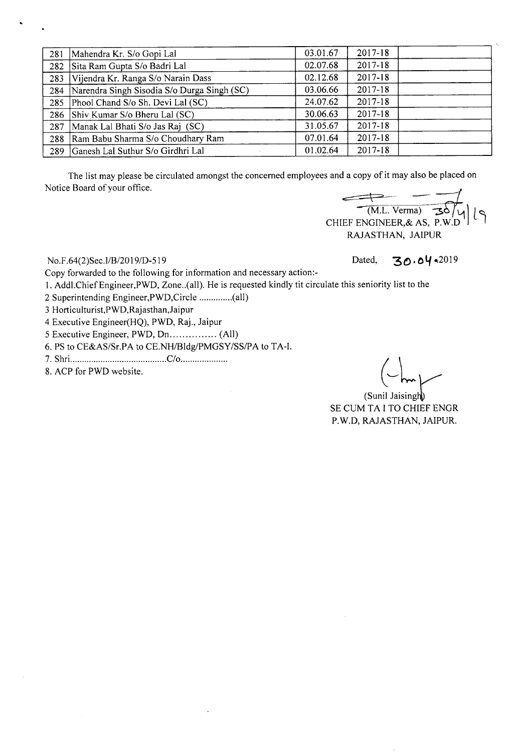| | | | | |
|---|---|---|---|---|
| 281 | Mahendra Kr. S/o Gopi Lal | 03.01.67 | 2017-18 | |
| 282 | Sita Ram Gupta S/o Badri Lal | 02.07.68 | 2017-18 | |
| 283 | Vijendra Kr. Ranga S/o Narain Dass | 02.12.68 | 2017-18 | |
| 284 | Narendra Singh Sisodia S/o Durga Singh (SC) | 03.06.66 | 2017-18 | |
| 285 | Phool Chand S/o Sh. Devi Lal (SC) | 24.07.62 | 2017-18 | |
| 286 | Shiv Kumar S/o Bheru Lal (SC) | 30.06.63 | 2017-18 | |
| 287 | Manak Lal Bhati S/o Jas Raj (SC) | 31.05.67 | 2017-18 | |
| 288 | Ram Babu Sharma S/o Choudhary Ram | 07.01.64 | 2017-18 | |
| 289 | Ganesh Lal Suthur S/o Girdhri Lal | 01.02.64 | 2017-18 | |

The list may please be circulated amongst the concerned employees and a copy of it may also be placed on Notice Board of your office.

(M.L. Verma) 30/4/19
CHIEF ENGINEER,& AS, P.W.D
RAJASTHAN, JAIPUR

No.F.64(2)Sec.I/B/2019/D-519 Dated, 30.04.2019

Copy forwarded to the following for information and necessary action:-

1. Addl.Chief Engineer,PWD, Zone..(all). He is requested kindly tit circulate this seniority list to the
2 Superintending Engineer,PWD,Circle ..............(all)
3 Horticulturist,PWD,Rajasthan,Jaipur
4 Executive Engineer(HQ), PWD, Raj., Jaipur
5 Executive Engineer, PWD, Dn............... (All)
6. PS to CE&AS/Sr.PA to CE.NH/Bldg/PMGSY/SS/PA to TA-I.
7. Shri.........................................C/o....................
8. ACP for PWD website.

(Sunil Jaisingh)
SE CUM TA I TO CHIEF ENGR
P.W.D, RAJASTHAN, JAIPUR.